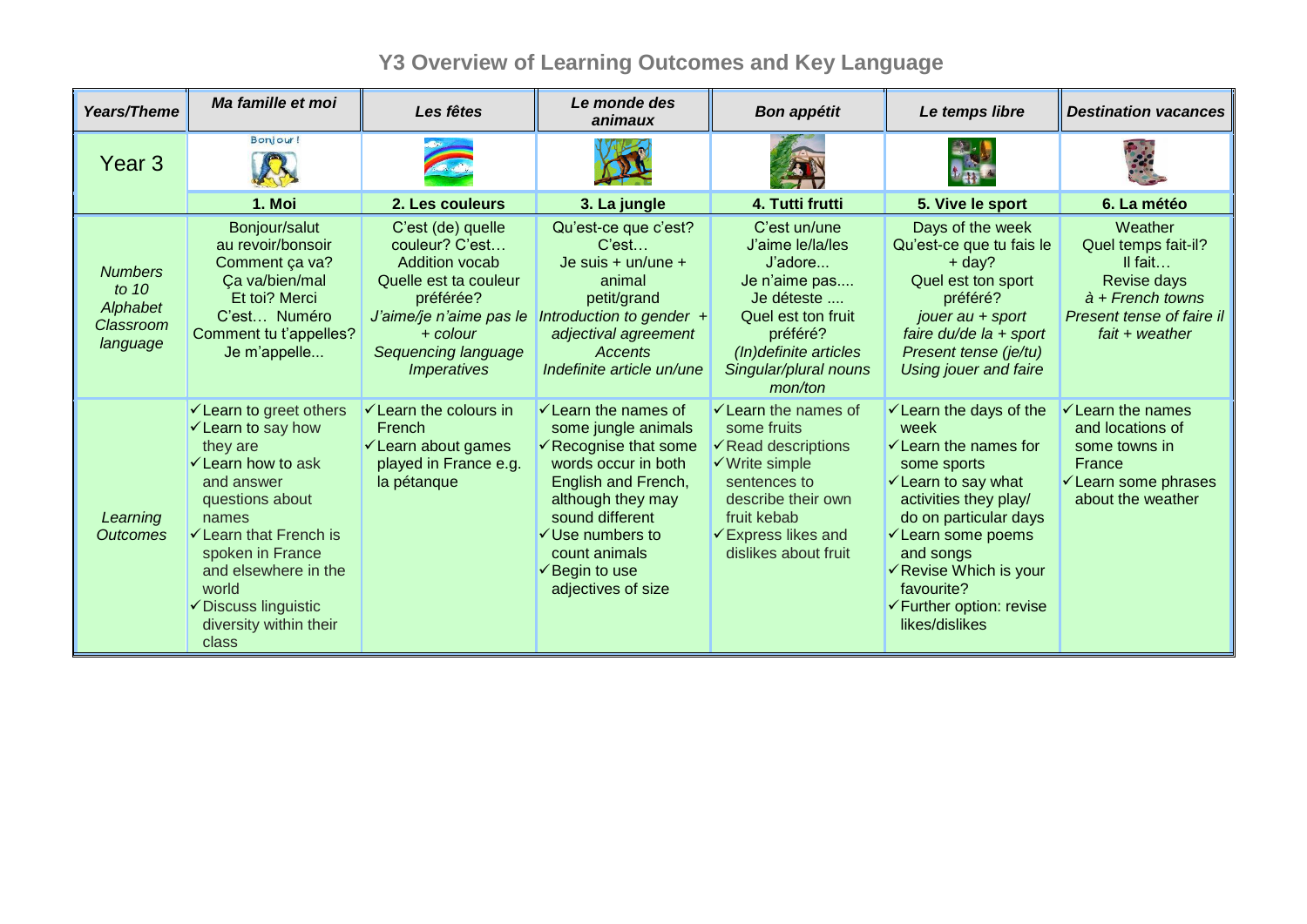# Y3 Overview of Learning Outcomes and Key Language

| *Years/Theme* | *Ma famille et moi* | *Les fêtes* | *Le monde des animaux* | *Bon appétit* | *Le temps libre* | *Destination vacances* |
|---|---|---|---|---|---|---|
| Year 3 | Bonjour! | | | | | |
| | **1. Moi** | **2. Les couleurs** | **3. La jungle** | **4. Tutti frutti** | **5. Vive le sport** | **6. La météo** |
| *Numbers to 10 Alphabet Classroom language* | Bonjour/salut<br>au revoir/bonsoir<br>Comment ça va?<br>Ça va/bien/mal<br>Et toi? Merci<br>C'est… Numéro<br>Comment tu t'appelles?<br>Je m'appelle... | C'est (de) quelle couleur? C'est…<br>Addition vocab<br>Quelle est ta couleur préférée?<br>*J'aime/je n'aime pas le + colour*<br>*Sequencing language*<br>*Imperatives* | Qu'est-ce que c'est?<br>C'est…<br>Je suis + un/une + animal<br>petit/grand<br>*Introduction to gender + adjectival agreement*<br>*Accents*<br>*Indefinite article un/une* | C'est un/une<br>J'aime le/la/les<br>J'adore...<br>Je n'aime pas....<br>Je déteste ....<br>Quel est ton fruit préféré?<br>*(In)definite articles*<br>*Singular/plural nouns*<br>*mon/ton* | Days of the week<br>Qu'est-ce que tu fais le + day?<br>Quel est ton sport préféré?<br>*jouer au + sport*<br>*faire du/de la + sport*<br>*Present tense (je/tu)*<br>*Using jouer and faire* | Weather<br>Quel temps fait-il?<br>Il fait…<br>Revise days<br>*à + French towns*<br>*Present tense of faire il fait + weather* |
| *Learning Outcomes* | ✓Learn to greet others<br>✓Learn to say how they are<br>✓Learn how to ask and answer questions about names<br>✓Learn that French is spoken in France and elsewhere in the world<br>✓Discuss linguistic diversity within their class | ✓Learn the colours in French<br>✓Learn about games played in France e.g. la pétanque | ✓Learn the names of some jungle animals<br>✓Recognise that some words occur in both English and French, although they may sound different<br>✓Use numbers to count animals<br>✓Begin to use adjectives of size | ✓Learn the names of some fruits<br>✓Read descriptions<br>✓Write simple sentences to describe their own fruit kebab<br>✓Express likes and dislikes about fruit | ✓Learn the days of the week<br>✓Learn the names for some sports<br>✓Learn to say what activities they play/ do on particular days<br>✓Learn some poems and songs<br>✓Revise Which is your favourite?<br>✓Further option: revise likes/dislikes | ✓Learn the names and locations of some towns in France<br>✓Learn some phrases about the weather |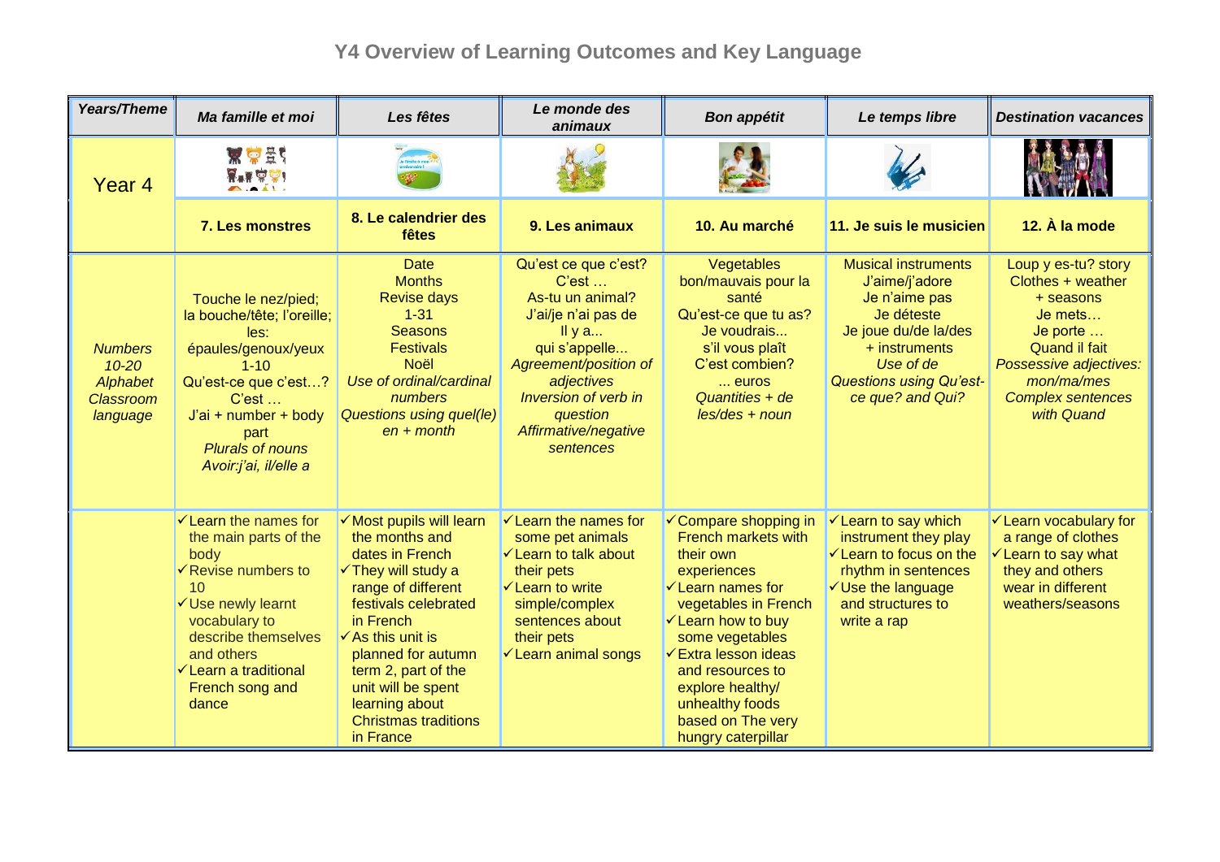# Y4 Overview of Learning Outcomes and Key Language

| *Years/Theme* | *Ma famille et moi* | *Les fêtes* | *Le monde des animaux* | *Bon appétit* | *Le temps libre* | *Destination vacances* |
|---|---|---|---|---|---|---|
| Year 4 | | | | | | |
| | **7. Les monstres** | **8. Le calendrier des fêtes** | **9. Les animaux** | **10. Au marché** | **11. Je suis le musicien** | **12. À la mode** |
| *Numbers 10-20* *Alphabet* *Classroom language* | Touche le nez/pied; la bouche/tête; l'oreille; les: épaules/genoux/yeux 1-10 Qu'est-ce que c'est…? C'est … J'ai + number + body part *Plurals of nouns* *Avoir:j'ai, il/elle a* | Date Months Revise days 1-31 Seasons Festivals Noël *Use of ordinal/cardinal numbers* *Questions using quel(le) en + month* | Qu'est ce que c'est? C'est … As-tu un animal? J'ai/je n'ai pas de Il y a... qui s'appelle... *Agreement/position of adjectives* *Inversion of verb in question* *Affirmative/negative sentences* | Vegetables bon/mauvais pour la santé Qu'est-ce que tu as? Je voudrais... s'il vous plaît C'est combien? ... euros *Quantities + de les/des + noun* | Musical instruments J'aime/j'adore Je n'aime pas Je déteste Je joue du/de la/des + instruments *Use of de* *Questions using Qu'est-ce que? and Qui?* | Loup y es-tu? story Clothes + weather + seasons Je mets… Je porte … Quand il fait *Possessive adjectives: mon/ma/mes* *Complex sentences with Quand* |
| | ✓Learn the names for the main parts of the body ✓Revise numbers to 10 ✓Use newly learnt vocabulary to describe themselves and others ✓Learn a traditional French song and dance | ✓Most pupils will learn the months and dates in French ✓They will study a range of different festivals celebrated in French ✓As this unit is planned for autumn term 2, part of the unit will be spent learning about Christmas traditions in France | ✓Learn the names for some pet animals ✓Learn to talk about their pets ✓Learn to write simple/complex sentences about their pets ✓Learn animal songs | ✓Compare shopping in French markets with their own experiences ✓Learn names for vegetables in French ✓Learn how to buy some vegetables ✓Extra lesson ideas and resources to explore healthy/ unhealthy foods based on The very hungry caterpillar | ✓Learn to say which instrument they play ✓Learn to focus on the rhythm in sentences ✓Use the language and structures to write a rap | ✓Learn vocabulary for a range of clothes ✓Learn to say what they and others wear in different weathers/seasons |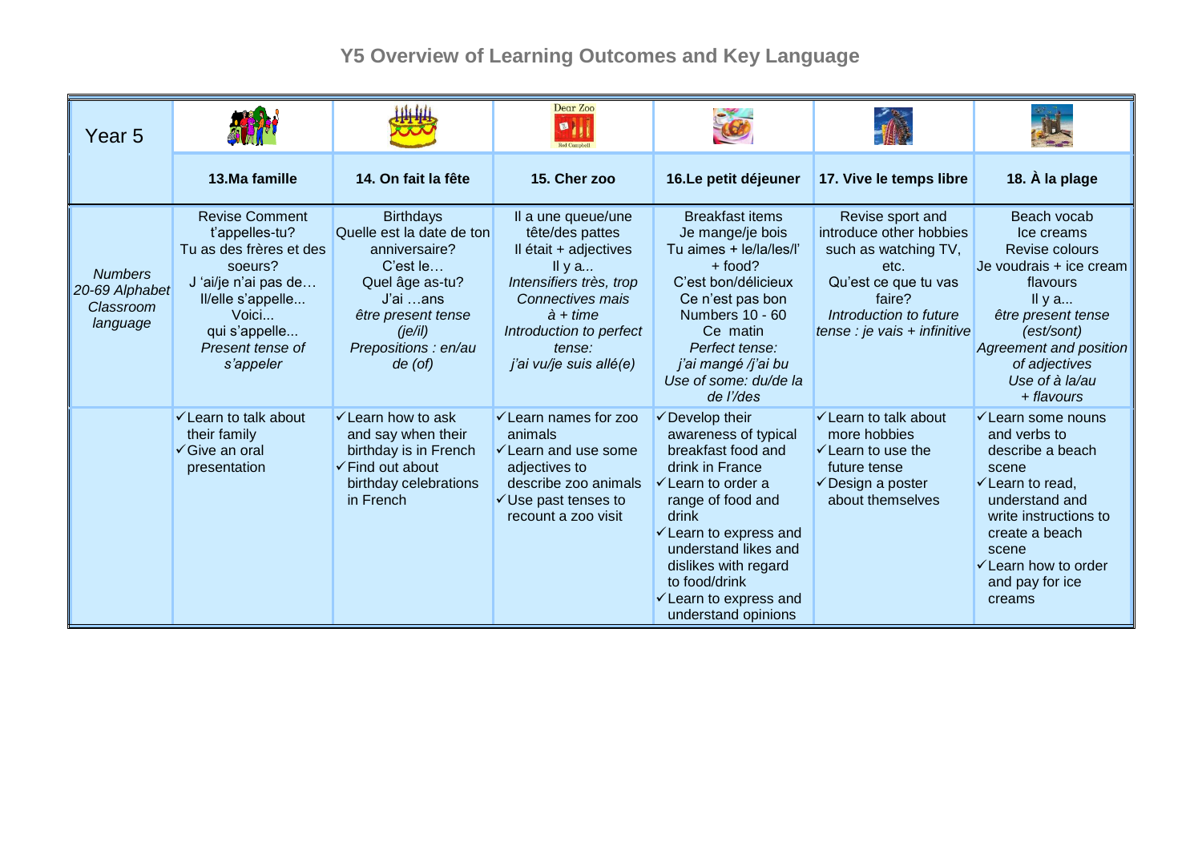# Y5 Overview of Learning Outcomes and Key Language

| Year 5 | 13.Ma famille | 14. On fait la fête | 15. Cher zoo | 16.Le petit déjeuner | 17. Vive le temps libre | 18. À la plage |
|---|---|---|---|---|---|---|
| *Numbers 20-69 Alphabet Classroom language* | Revise Comment t'appelles-tu?<br>Tu as des frères et des soeurs?<br>J 'ai/je n'ai pas de…<br>Il/elle s'appelle...<br>Voici...<br>qui s'appelle...<br>*Present tense of s'appeler* | Birthdays<br>Quelle est la date de ton anniversaire?<br>C'est le…<br>Quel âge as-tu?<br>J'ai …ans<br>*être present tense (je/il)*<br>*Prepositions : en/au de (of)* | Il a une queue/une tête/des pattes<br>Il était + adjectives<br>Il y a...<br>*Intensifiers très, trop*<br>*Connectives mais*<br>*à + time*<br>*Introduction to perfect tense:*<br>*j'ai vu/je suis allé(e)* | Breakfast items<br>Je mange/je bois<br>Tu aimes + le/la/les/l' + food?<br>C'est bon/délicieux<br>Ce n'est pas bon<br>Numbers 10 - 60<br>Ce matin<br>*Perfect tense:*<br>*j'ai mangé /j'ai bu*<br>*Use of some: du/de la de l'/des* | Revise sport and introduce other hobbies such as watching TV, etc.<br>Qu'est ce que tu vas faire?<br>*Introduction to future tense : je vais + infinitive* | Beach vocab<br>Ice creams<br>Revise colours<br>Je voudrais + ice cream flavours<br>Il y a...<br>*être present tense (est/sont)*<br>*Agreement and position of adjectives*<br>*Use of à la/au + flavours* |
| | ✓Learn to talk about their family<br>✓Give an oral presentation | ✓Learn how to ask and say when their birthday is in French<br>✓Find out about birthday celebrations in French | ✓Learn names for zoo animals<br>✓Learn and use some adjectives to describe zoo animals<br>✓Use past tenses to recount a zoo visit | ✓Develop their awareness of typical breakfast food and drink in France<br>✓Learn to order a range of food and drink<br>✓Learn to express and understand likes and dislikes with regard to food/drink<br>✓Learn to express and understand opinions | ✓Learn to talk about more hobbies<br>✓Learn to use the future tense<br>✓Design a poster about themselves | ✓Learn some nouns and verbs to describe a beach scene<br>✓Learn to read, understand and write instructions to create a beach scene<br>✓Learn how to order and pay for ice creams |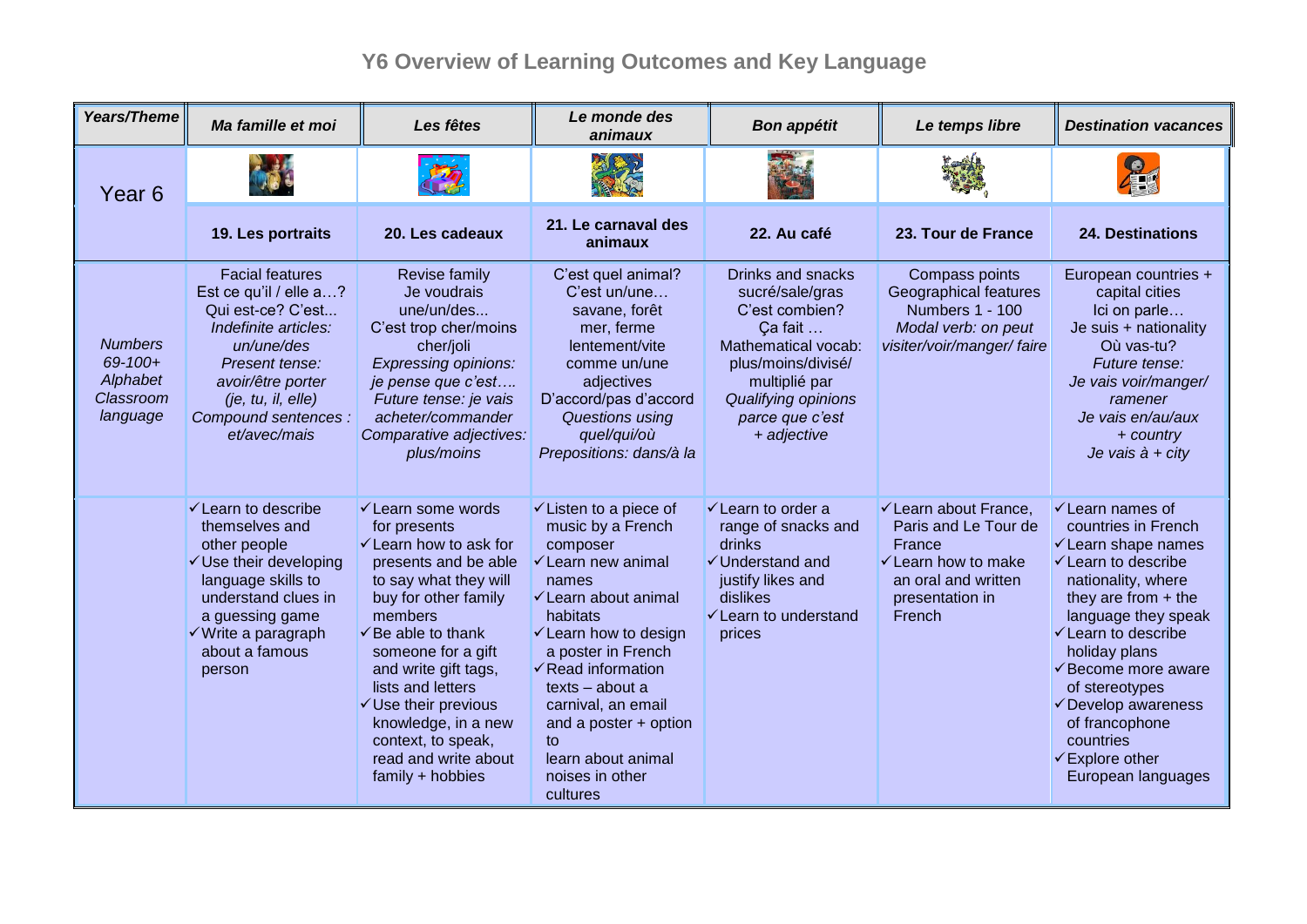# Y6 Overview of Learning Outcomes and Key Language

| *Years/Theme* | *Ma famille et moi* | *Les fêtes* | *Le monde des animaux* | *Bon appétit* | *Le temps libre* | *Destination vacances* |
|---|---|---|---|---|---|---|
| Year 6 | | | | | | |
| | **19. Les portraits** | **20. Les cadeaux** | **21. Le carnaval des animaux** | **22. Au café** | **23. Tour de France** | **24. Destinations** |
| *Numbers 69-100+ Alphabet Classroom language* | Facial features<br>Est ce qu'il / elle a…?<br>Qui est-ce? C'est...<br>*Indefinite articles: un/une/des*<br>*Present tense: avoir/être porter (je, tu, il, elle)*<br>*Compound sentences : et/avec/mais* | Revise family<br>Je voudrais<br>une/un/des...<br>C'est trop cher/moins cher/joli<br>*Expressing opinions: je pense que c'est….*<br>*Future tense: je vais acheter/commander*<br>*Comparative adjectives: plus/moins* | C'est quel animal?<br>C'est un/une…<br>savane, forêt<br>mer, ferme<br>lentement/vite<br>comme un/une<br>adjectives<br>D'accord/pas d'accord<br>*Questions using quel/qui/où*<br>*Prepositions: dans/à la* | Drinks and snacks<br>sucré/sale/gras<br>C'est combien?<br>Ça fait …<br>Mathematical vocab: plus/moins/divisé/ multiplié par<br>*Qualifying opinions parce que c'est + adjective* | Compass points<br>Geographical features<br>Numbers 1 - 100<br>*Modal verb: on peut visiter/voir/manger/ faire* | European countries + capital cities<br>Ici on parle…<br>Je suis + nationality<br>Où vas-tu?<br>*Future tense: Je vais voir/manger/ ramener*<br>*Je vais en/au/aux + country*<br>*Je vais à + city* |
| | ✓Learn to describe themselves and other people<br>✓Use their developing language skills to understand clues in a guessing game<br>✓Write a paragraph about a famous person | ✓Learn some words for presents<br>✓Learn how to ask for presents and be able to say what they will buy for other family members<br>✓Be able to thank someone for a gift and write gift tags, lists and letters<br>✓Use their previous knowledge, in a new context, to speak, read and write about family + hobbies | ✓Listen to a piece of music by a French composer<br>✓Learn new animal names<br>✓Learn about animal habitats<br>✓Learn how to design a poster in French<br>✓Read information texts – about a carnival, an email and a poster + option to learn about animal noises in other cultures | ✓Learn to order a range of snacks and drinks<br>✓Understand and justify likes and dislikes<br>✓Learn to understand prices | ✓Learn about France, Paris and Le Tour de France<br>✓Learn how to make an oral and written presentation in French | ✓Learn names of countries in French<br>✓Learn shape names<br>✓Learn to describe nationality, where they are from + the language they speak<br>✓Learn to describe holiday plans<br>✓Become more aware of stereotypes<br>✓Develop awareness of francophone countries<br>✓Explore other European languages |